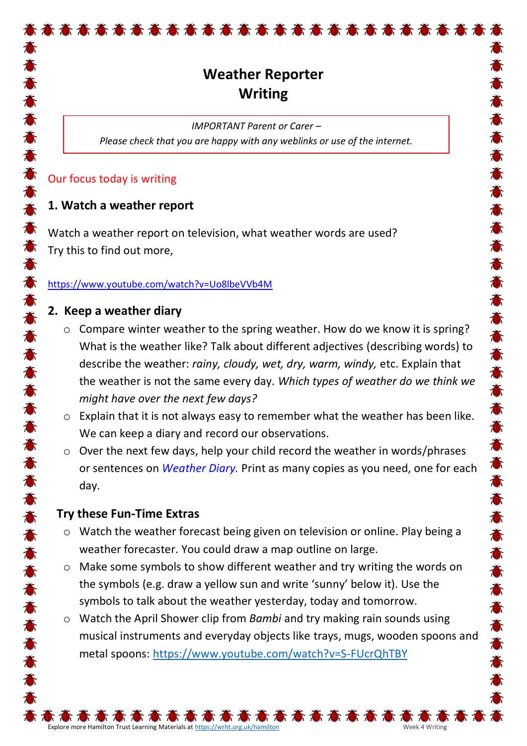# Weather Reporter
# Writing

*IMPORTANT Parent or Carer –*
*Please check that you are happy with any weblinks or use of the internet.*

Our focus today is writing

## 1. Watch a weather report

Watch a weather report on television, what weather words are used?
Try this to find out more,

https://www.youtube.com/watch?v=Uo8lbeVVb4M

## 2. Keep a weather diary

- Compare winter weather to the spring weather. How do we know it is spring? What is the weather like? Talk about different adjectives (describing words) to describe the weather: *rainy, cloudy, wet, dry, warm, windy,* etc. Explain that the weather is not the same every day. *Which types of weather do we think we might have over the next few days?*
- Explain that it is not always easy to remember what the weather has been like. We can keep a diary and record our observations.
- Over the next few days, help your child record the weather in words/phrases or sentences on *Weather Diary.* Print as many copies as you need, one for each day.

### Try these Fun-Time Extras

- Watch the weather forecast being given on television or online. Play being a weather forecaster. You could draw a map outline on large.
- Make some symbols to show different weather and try writing the words on the symbols (e.g. draw a yellow sun and write 'sunny' below it). Use the symbols to talk about the weather yesterday, today and tomorrow.
- Watch the April Shower clip from *Bambi* and try making rain sounds using musical instruments and everyday objects like trays, mugs, wooden spoons and metal spoons: https://www.youtube.com/watch?v=S-FUcrQhTBY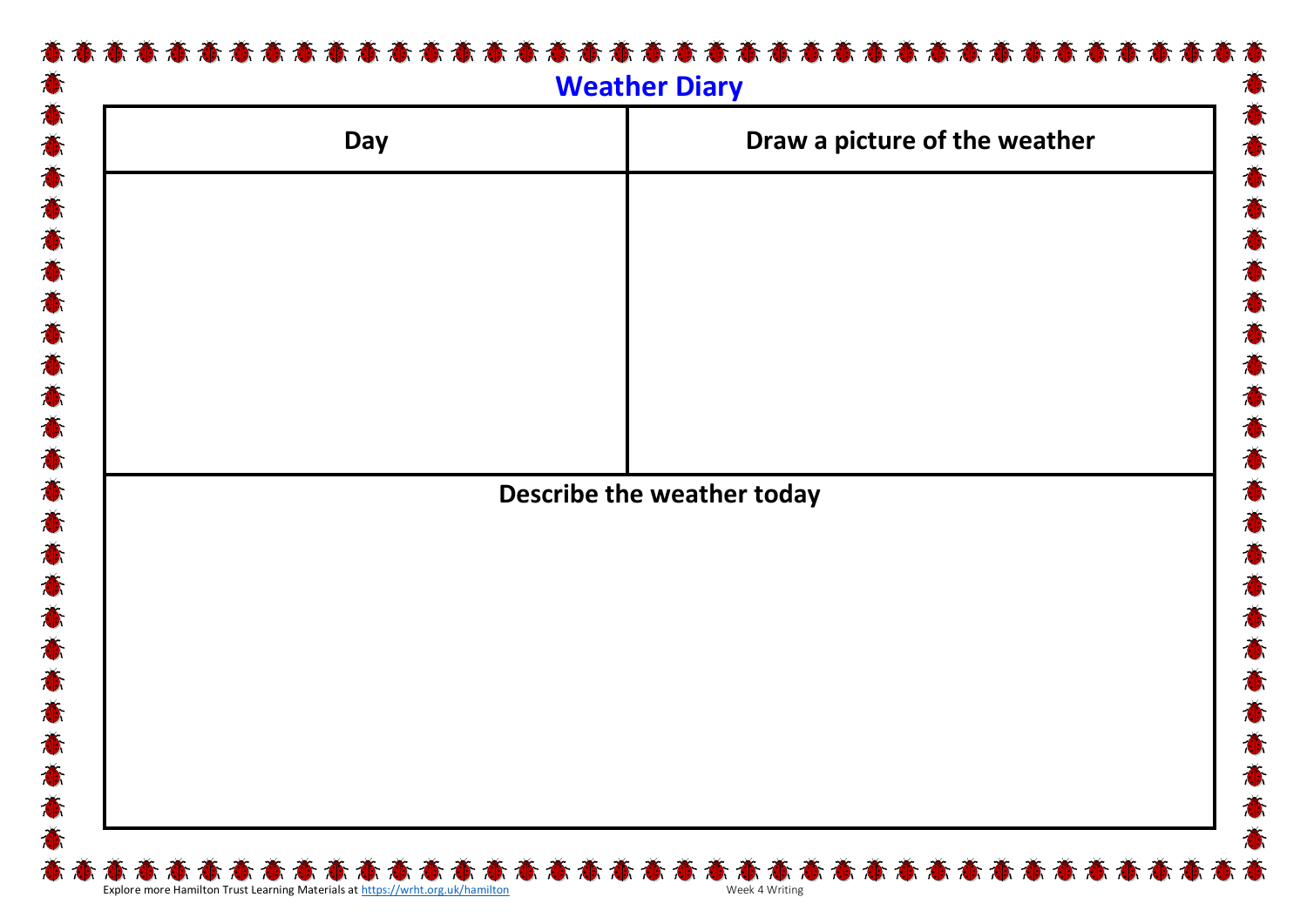# Weather Diary

| Day | Draw a picture of the weather |
| --- | --- |
| | |

| Describe the weather today |
| --- |
| |

Explore more Hamilton Trust Learning Materials at https://wrht.org.uk/hamilton

Week 4 Writing